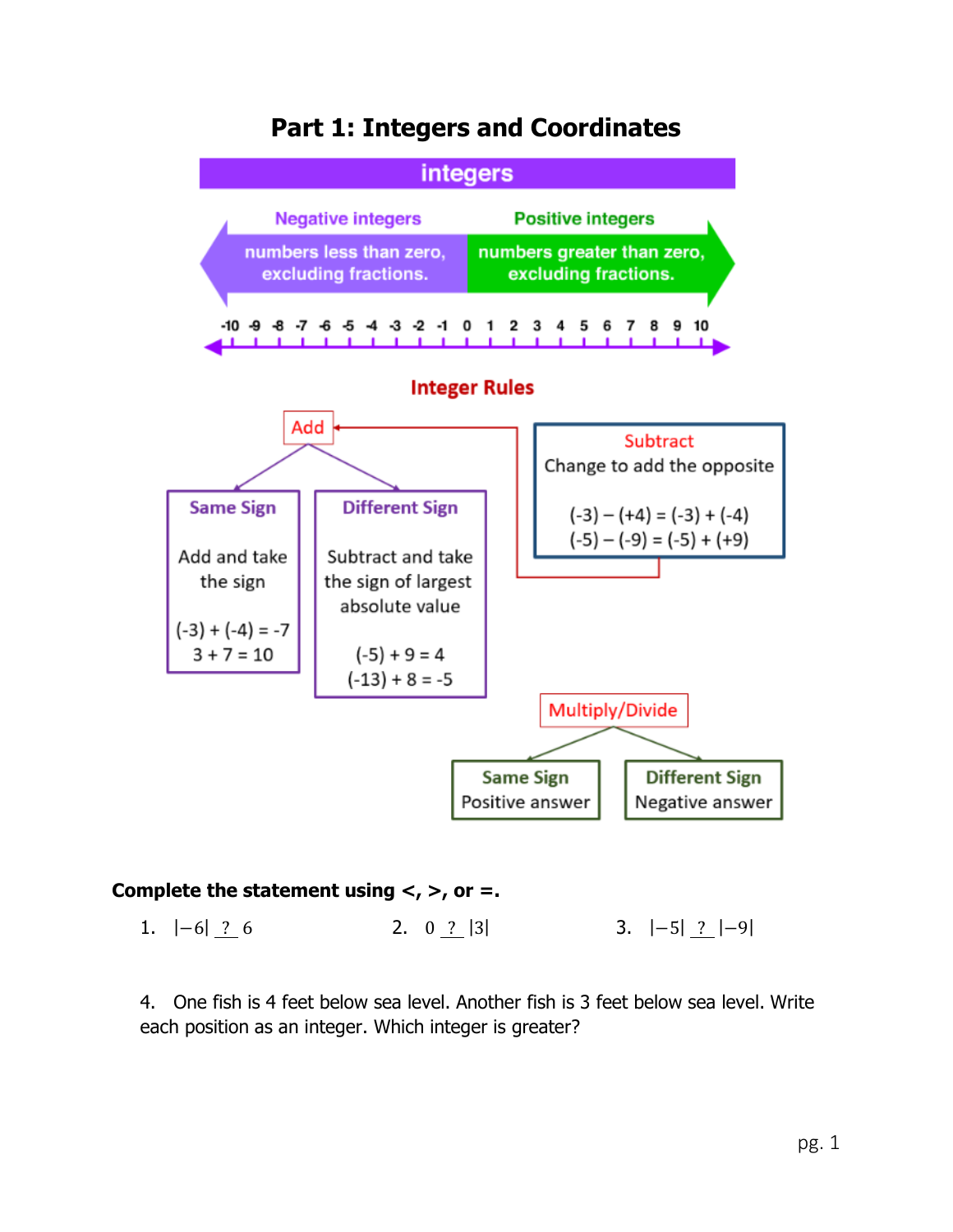# Part 1: Integers and Coordinates

**integers**

**Negative integers**: numbers less than zero, excluding fractions.

**Positive integers**: numbers greater than zero, excluding fractions.

-10 -9 -8 -7 -6 -5 -4 -3 -2 -1 0 1 2 3 4 5 6 7 8 9 10

## Integer Rules

**Add**

- **Same Sign**
  Add and take the sign
  $(-3) + (-4) = -7$
  $3 + 7 = 10$

- **Different Sign**
  Subtract and take the sign of largest absolute value
  $(-5) + 9 = 4$
  $(-13) + 8 = -5$

**Subtract**
Change to add the opposite

$(-3) - (+4) = (-3) + (-4)$
$(-5) - (-9) = (-5) + (+9)$

**Multiply/Divide**

- **Same Sign**
  Positive answer
- **Different Sign**
  Negative answer

**Complete the statement using <, >, or =.**

1. $|-6|$ ___?___ $6$
2. $0$ ___?___ $|3|$
3. $|-5|$ ___?___ $|-9|$

4. One fish is 4 feet below sea level. Another fish is 3 feet below sea level. Write each position as an integer. Which integer is greater?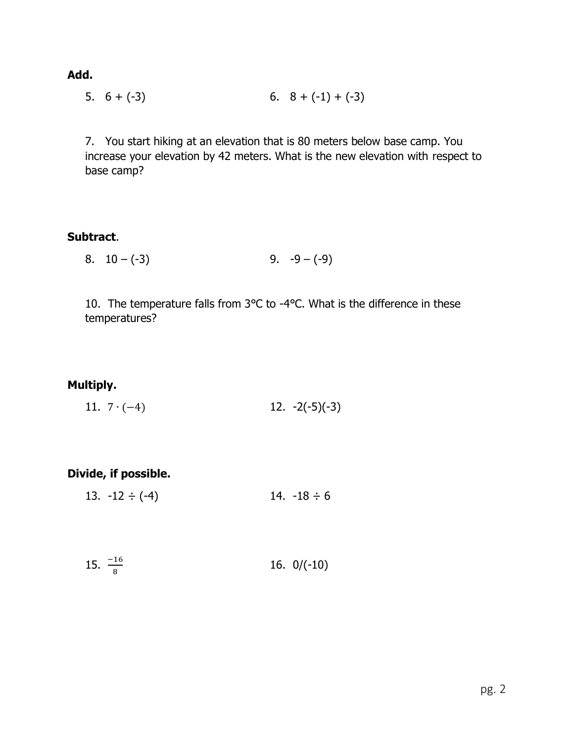**Add.**

5. $6 + (-3)$

6. $8 + (-1) + (-3)$

7. You start hiking at an elevation that is 80 meters below base camp. You increase your elevation by 42 meters. What is the new elevation with respect to base camp?

**Subtract**.

8. $10 - (-3)$

9. $-9 - (-9)$

10. The temperature falls from 3°C to -4°C. What is the difference in these temperatures?

**Multiply.**

11. $7 \cdot (-4)$

12. $-2(-5)(-3)$

**Divide, if possible.**

13. $-12 \div (-4)$

14. $-18 \div 6$

15. $\frac{-16}{8}$

16. $0/(-10)$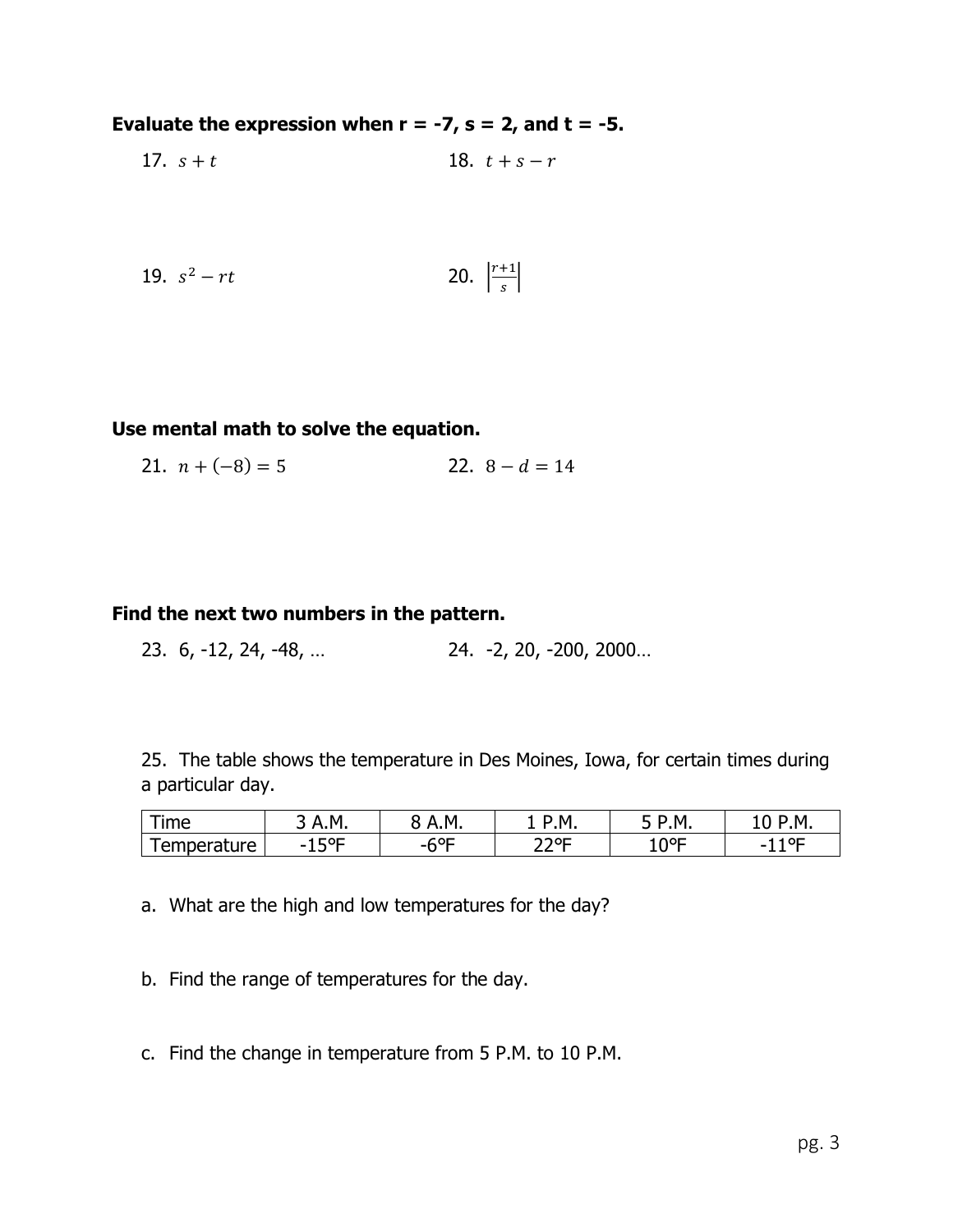**Evaluate the expression when r = -7, s = 2, and t = -5.**

17. $s + t$

18. $t + s - r$

19. $s^2 - rt$

20. $\left|\frac{r+1}{s}\right|$

**Use mental math to solve the equation.**

21. $n + (-8) = 5$

22. $8 - d = 14$

**Find the next two numbers in the pattern.**

23. 6, -12, 24, -48, …

24. -2, 20, -200, 2000…

25. The table shows the temperature in Des Moines, Iowa, for certain times during a particular day.

| Time | 3 A.M. | 8 A.M. | 1 P.M. | 5 P.M. | 10 P.M. |
|---|---|---|---|---|---|
| Temperature | -15°F | -6°F | 22°F | 10°F | -11°F |

a. What are the high and low temperatures for the day?

b. Find the range of temperatures for the day.

c. Find the change in temperature from 5 P.M. to 10 P.M.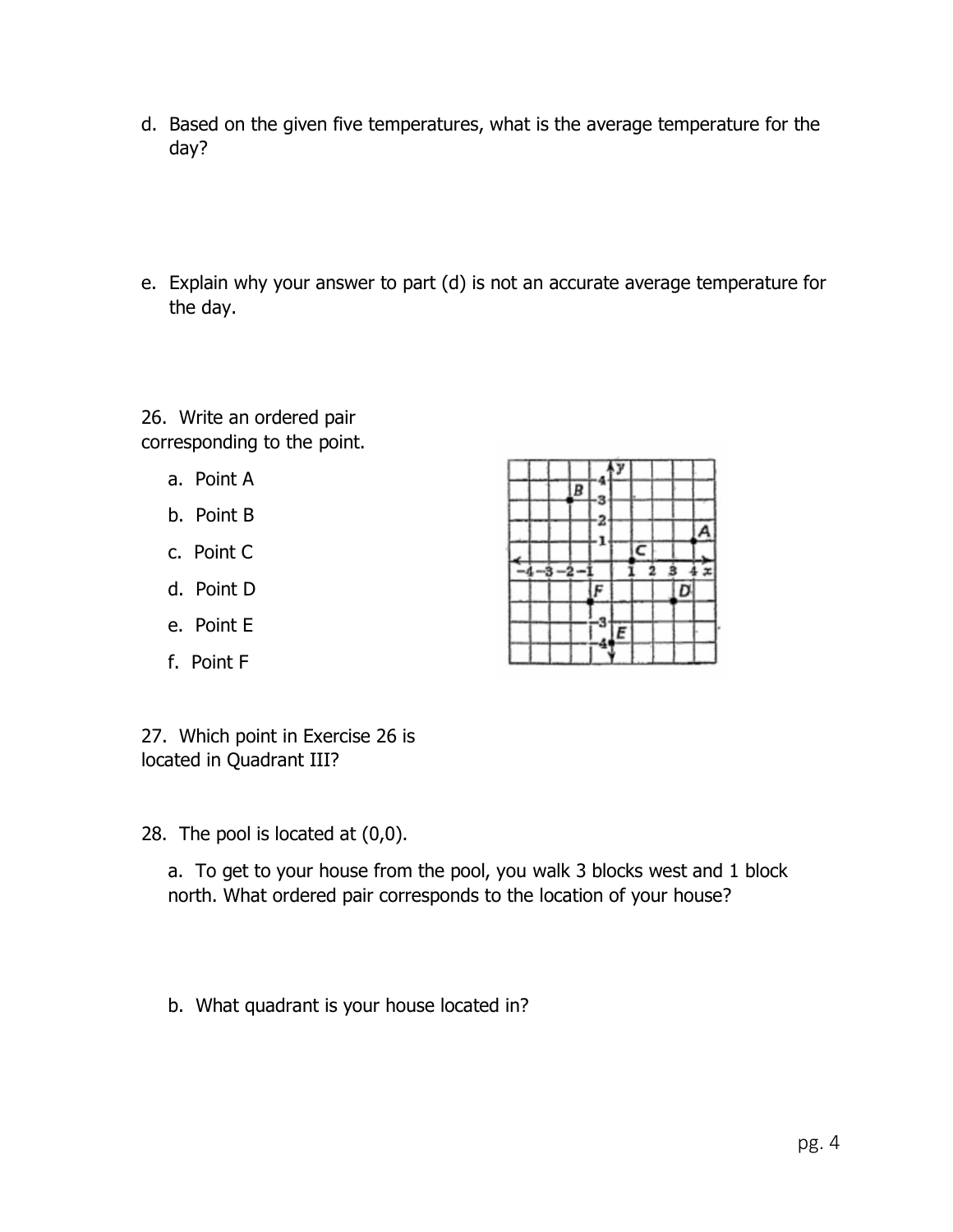d. Based on the given five temperatures, what is the average temperature for the day?

e. Explain why your answer to part (d) is not an accurate average temperature for the day.

26. Write an ordered pair corresponding to the point.

a. Point A

b. Point B

c. Point C

d. Point D

e. Point E

f. Point F

27. Which point in Exercise 26 is located in Quadrant III?

28. The pool is located at (0,0).

a. To get to your house from the pool, you walk 3 blocks west and 1 block north. What ordered pair corresponds to the location of your house?

b. What quadrant is your house located in?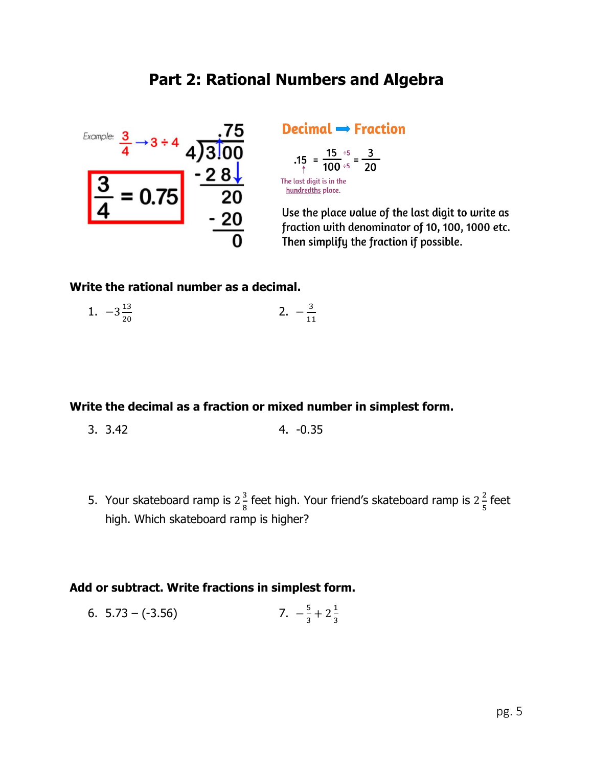# Part 2: Rational Numbers and Algebra

Example: $\frac{3}{4} \rightarrow 3 \div 4$

$$\frac{3}{4} = 0.75$$

```
    .75
 4)3.00
  -2 8
    20
   -20
     0
```

**Decimal ➡ Fraction**

$$.15 = \frac{15}{100} \begin{matrix} \div 5 \\ \div 5 \end{matrix} = \frac{3}{20}$$

The last digit is in the hundredths place.

Use the place value of the last digit to write as fraction with denominator of 10, 100, 1000 etc. Then simplify the fraction if possible.

**Write the rational number as a decimal.**

1. $-3\frac{13}{20}$
2. $-\frac{3}{11}$

**Write the decimal as a fraction or mixed number in simplest form.**

3. 3.42
4. -0.35

5. Your skateboard ramp is $2\frac{3}{8}$ feet high. Your friend's skateboard ramp is $2\frac{2}{5}$ feet high. Which skateboard ramp is higher?

**Add or subtract. Write fractions in simplest form.**

6. 5.73 – (-3.56)
7. $-\frac{5}{3} + 2\frac{1}{3}$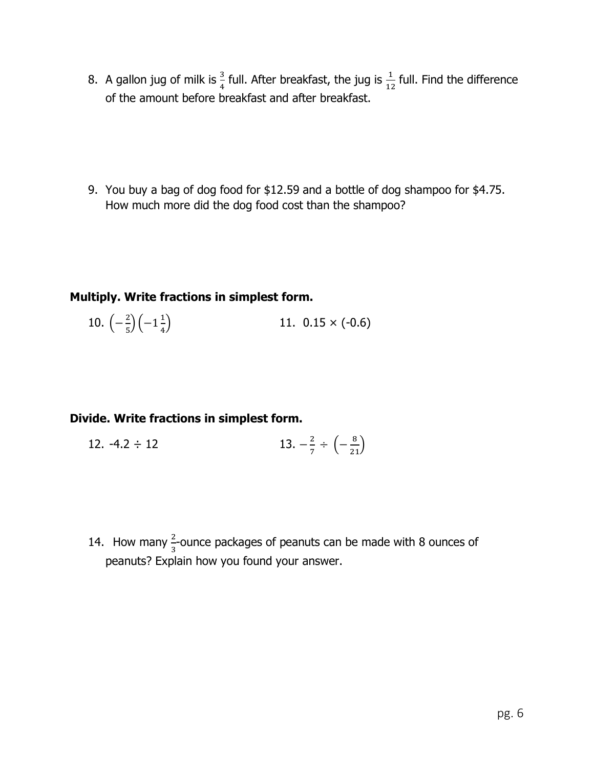8. A gallon jug of milk is $\frac{3}{4}$ full. After breakfast, the jug is $\frac{1}{12}$ full. Find the difference of the amount before breakfast and after breakfast.

9. You buy a bag of dog food for $12.59 and a bottle of dog shampoo for $4.75. How much more did the dog food cost than the shampoo?

**Multiply. Write fractions in simplest form.**

10. $\left(-\frac{2}{5}\right)\left(-1\frac{1}{4}\right)$

11. $0.15 \times (-0.6)$

**Divide. Write fractions in simplest form.**

12. $-4.2 \div 12$

13. $-\frac{2}{7} \div \left(-\frac{8}{21}\right)$

14. How many $\frac{2}{3}$-ounce packages of peanuts can be made with 8 ounces of peanuts? Explain how you found your answer.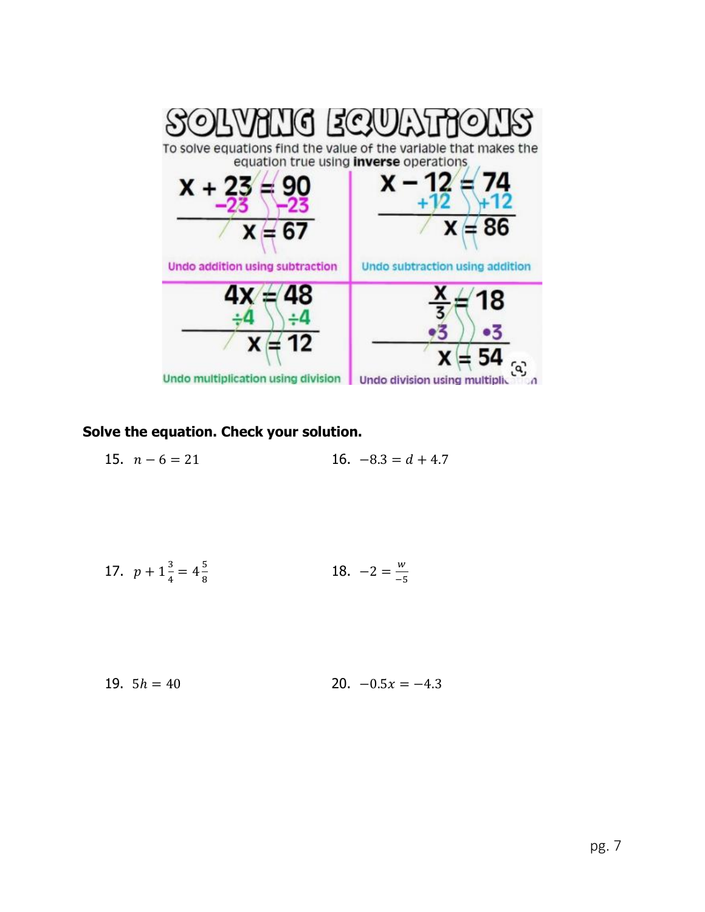# SOLVING EQUATIONS

To solve equations find the value of the variable that makes the equation true using **inverse** operations

| | |
|---|---|
| $x + 23 = 90$ <br> $-23 \quad -23$ <br> $x = 67$ <br> Undo addition using subtraction | $x - 12 = 74$ <br> $+12 \quad +12$ <br> $x = 86$ <br> Undo subtraction using addition |
| $4x = 48$ <br> $\div 4 \quad \div 4$ <br> $x = 12$ <br> Undo multiplication using division | $\frac{x}{3} = 18$ <br> $\cdot 3 \quad \cdot 3$ <br> $x = 54$ <br> Undo division using multiplication |

**Solve the equation. Check your solution.**

15. $n - 6 = 21$

16. $-8.3 = d + 4.7$

17. $p + 1\frac{3}{4} = 4\frac{5}{8}$

18. $-2 = \frac{w}{-5}$

19. $5h = 40$

20. $-0.5x = -4.3$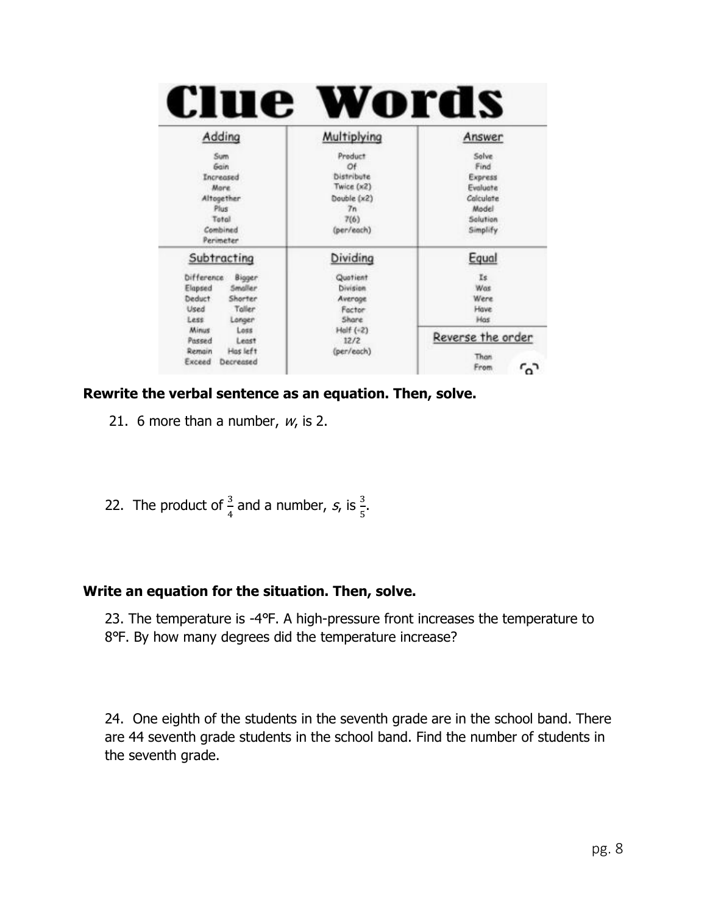# Clue Words

| Adding | Multiplying | Answer |
|---|---|---|
| Sum<br>Gain<br>Increased<br>More<br>Altogether<br>Plus<br>Total<br>Combined<br>Perimeter | Product<br>Of<br>Distribute<br>Twice (x2)<br>Double (x2)<br>7n<br>7(6)<br>(per/each) | Solve<br>Find<br>Express<br>Evaluate<br>Calculate<br>Model<br>Solution<br>Simplify |
| **Subtracting** | **Dividing** | **Equal** |
| Difference Bigger<br>Elapsed Smaller<br>Deduct Shorter<br>Used Taller<br>Less Longer<br>Minus Loss<br>Passed Least<br>Remain Has left<br>Exceed Decreased | Quotient<br>Division<br>Average<br>Factor<br>Share<br>Half (÷2)<br>12/2<br>(per/each) | Is<br>Was<br>Were<br>Have<br>Has<br>**Reverse the order**<br>Than<br>From |

**Rewrite the verbal sentence as an equation. Then, solve.**

21. 6 more than a number, *w*, is 2.

22. The product of $\frac{3}{4}$ and a number, *s*, is $\frac{3}{5}$.

**Write an equation for the situation. Then, solve.**

23. The temperature is -4°F. A high-pressure front increases the temperature to 8°F. By how many degrees did the temperature increase?

24. One eighth of the students in the seventh grade are in the school band. There are 44 seventh grade students in the school band. Find the number of students in the seventh grade.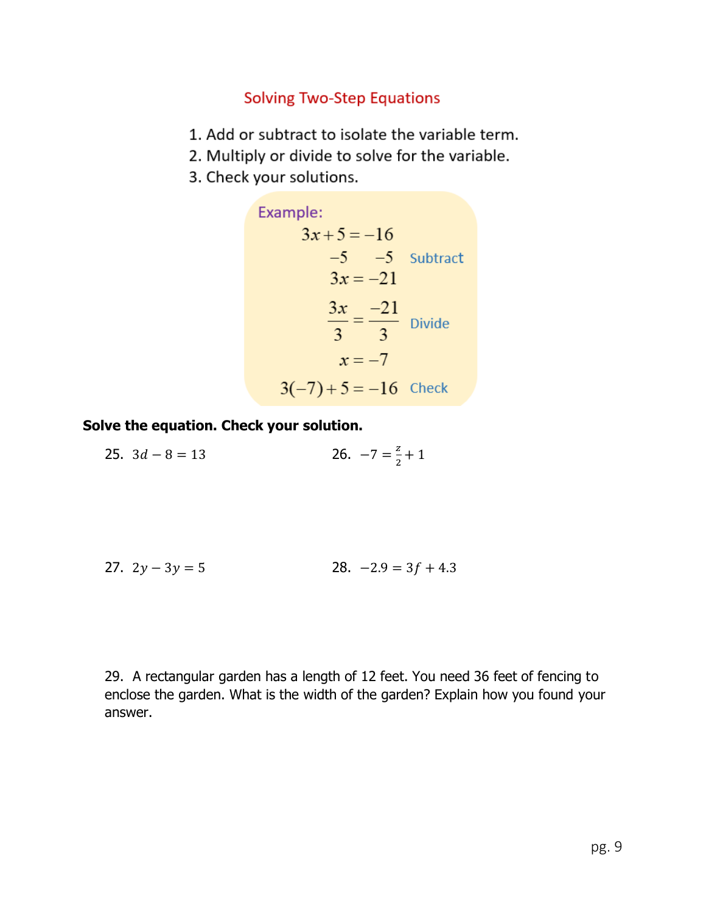## Solving Two-Step Equations

1. Add or subtract to isolate the variable term.
2. Multiply or divide to solve for the variable.
3. Check your solutions.

**Example:**

$$3x + 5 = -16$$
$$-5 \quad -5 \qquad \text{Subtract}$$
$$3x = -21$$
$$\frac{3x}{3} = \frac{-21}{3} \qquad \text{Divide}$$
$$x = -7$$
$$3(-7) + 5 = -16 \qquad \text{Check}$$

**Solve the equation. Check your solution.**

25. $3d - 8 = 13$

26. $-7 = \frac{z}{2} + 1$

27. $2y - 3y = 5$

28. $-2.9 = 3f + 4.3$

29. A rectangular garden has a length of 12 feet. You need 36 feet of fencing to enclose the garden. What is the width of the garden? Explain how you found your answer.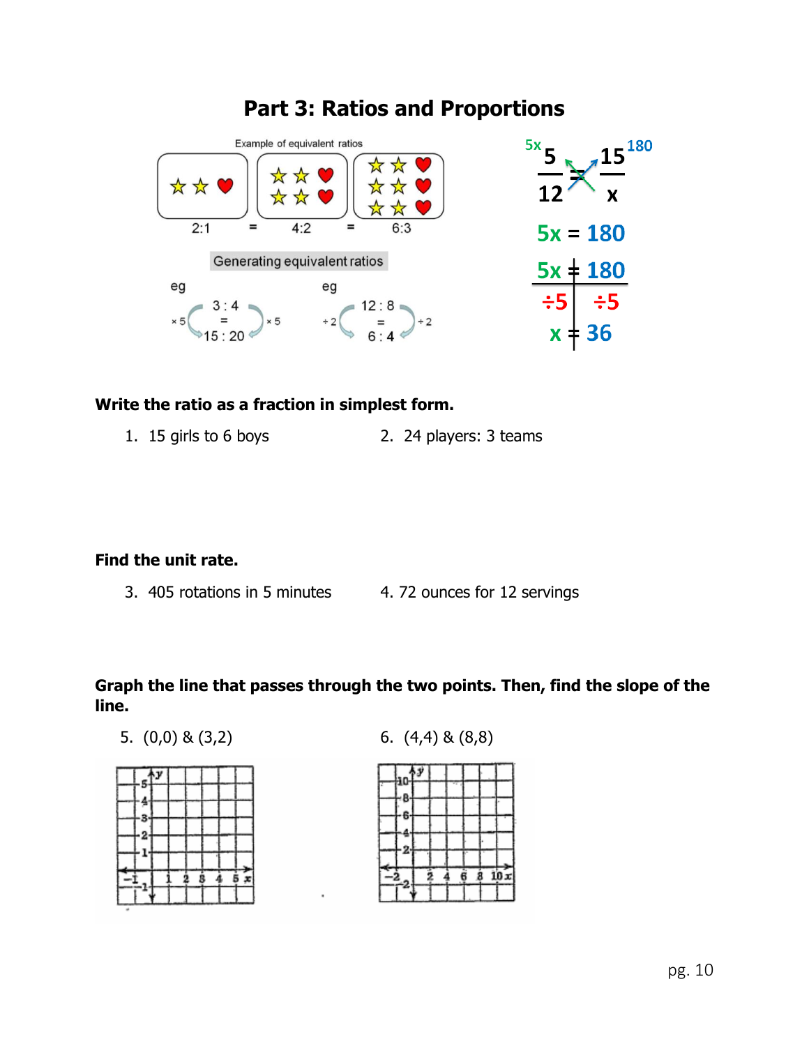# Part 3: Ratios and Proportions

Example of equivalent ratios

2:1 = 4:2 = 6:3

Generating equivalent ratios

eg

$\times 5$ 3 : 4 = 15 : 20 $\times 5$

eg

$\div 2$ 12 : 8 = 6 : 4 $\div 2$

$$\frac{5}{12} = \frac{15}{x}$$

$5x = 180$

$5x = 180$

$\div 5 \quad \div 5$

$x = 36$

**Write the ratio as a fraction in simplest form.**

1. 15 girls to 6 boys
2. 24 players: 3 teams

**Find the unit rate.**

3. 405 rotations in 5 minutes
4. 72 ounces for 12 servings

**Graph the line that passes through the two points. Then, find the slope of the line.**

5. (0,0) & (3,2)
6. (4,4) & (8,8)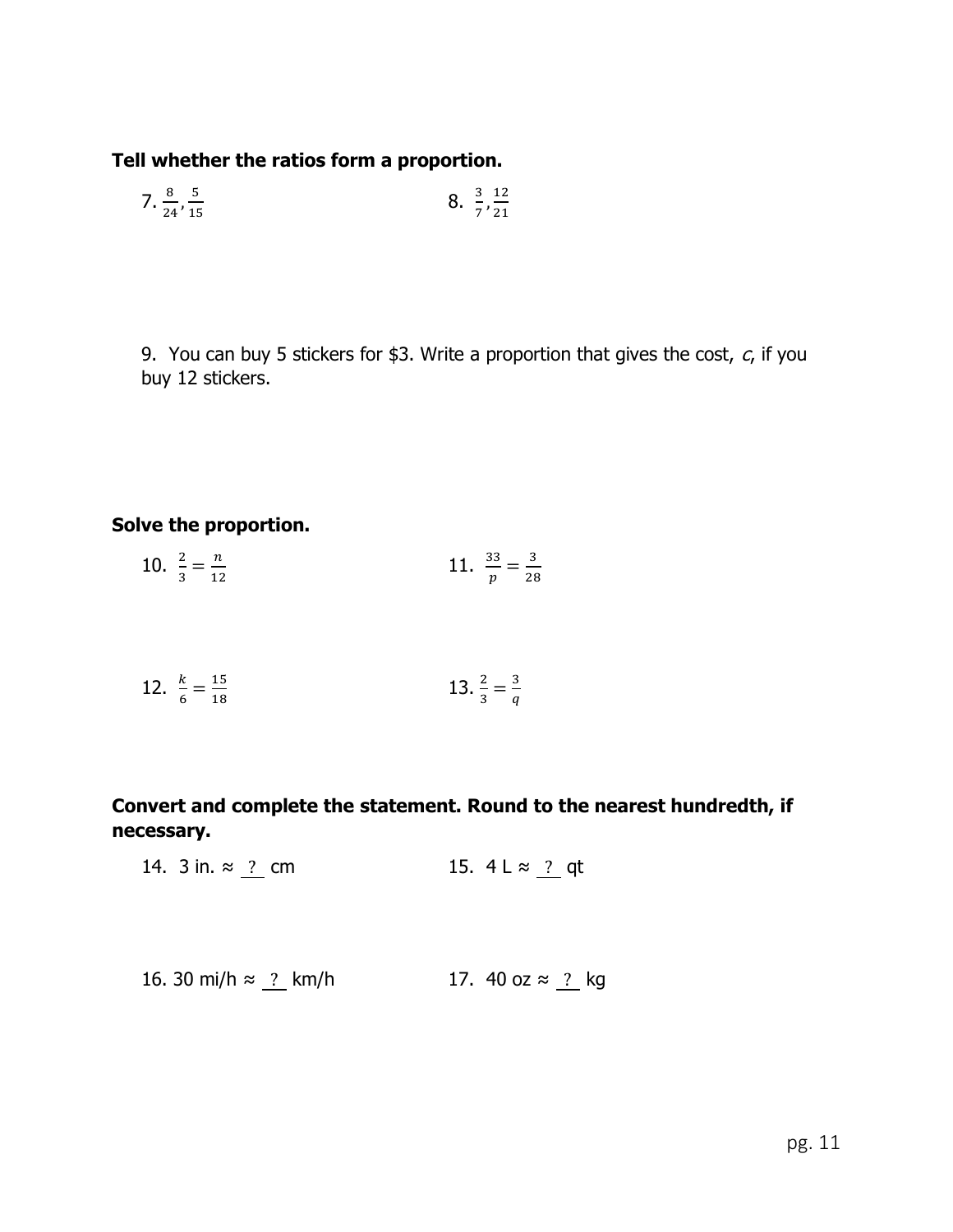**Tell whether the ratios form a proportion.**

7. $\frac{8}{24}, \frac{5}{15}$

8. $\frac{3}{7}, \frac{12}{21}$

9. You can buy 5 stickers for $3. Write a proportion that gives the cost, *c*, if you buy 12 stickers.

**Solve the proportion.**

10. $\frac{2}{3} = \frac{n}{12}$

11. $\frac{33}{p} = \frac{3}{28}$

12. $\frac{k}{6} = \frac{15}{18}$

13. $\frac{2}{3} = \frac{3}{q}$

**Convert and complete the statement. Round to the nearest hundredth, if necessary.**

14. 3 in. ≈ ? cm

15. 4 L ≈ ? qt

16. 30 mi/h ≈ ? km/h

17. 40 oz ≈ ? kg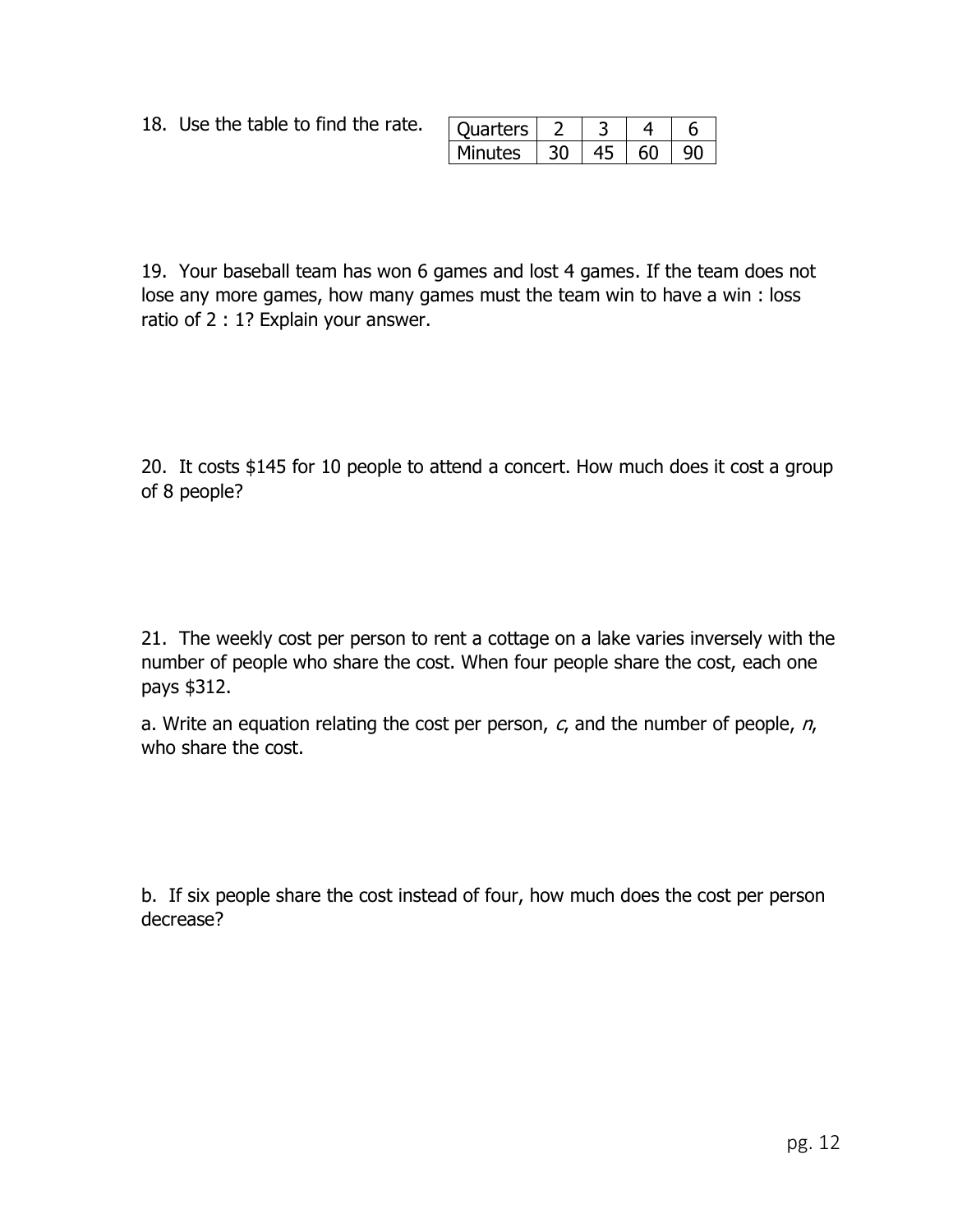18. Use the table to find the rate.

| Quarters | 2 | 3 | 4 | 6 |
|---|---|---|---|---|
| Minutes | 30 | 45 | 60 | 90 |

19. Your baseball team has won 6 games and lost 4 games. If the team does not lose any more games, how many games must the team win to have a win : loss ratio of 2 : 1? Explain your answer.

20. It costs $145 for 10 people to attend a concert. How much does it cost a group of 8 people?

21. The weekly cost per person to rent a cottage on a lake varies inversely with the number of people who share the cost. When four people share the cost, each one pays $312.

a. Write an equation relating the cost per person, $c$, and the number of people, $n$, who share the cost.

b. If six people share the cost instead of four, how much does the cost per person decrease?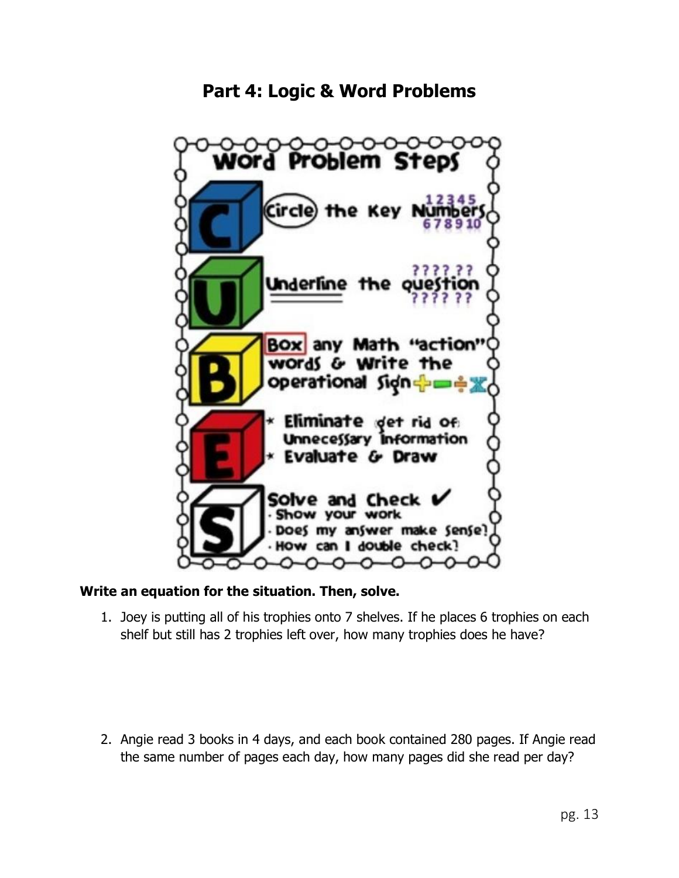## Part 4: Logic & Word Problems

**Word Problem Steps**

- **C** – Circle the Key Numbers
- **U** – Underline the question
- **B** – Box any Math "action" words & Write the operational Sign + − ÷ ×
- **E** – 
  - Eliminate get rid of Unnecessary Information
  - Evaluate & Draw
- **S** – Solve and Check ✔
  - Show your work
  - Does my answer make sense?
  - How can I double check?

**Write an equation for the situation. Then, solve.**

1. Joey is putting all of his trophies onto 7 shelves. If he places 6 trophies on each shelf but still has 2 trophies left over, how many trophies does he have?

2. Angie read 3 books in 4 days, and each book contained 280 pages. If Angie read the same number of pages each day, how many pages did she read per day?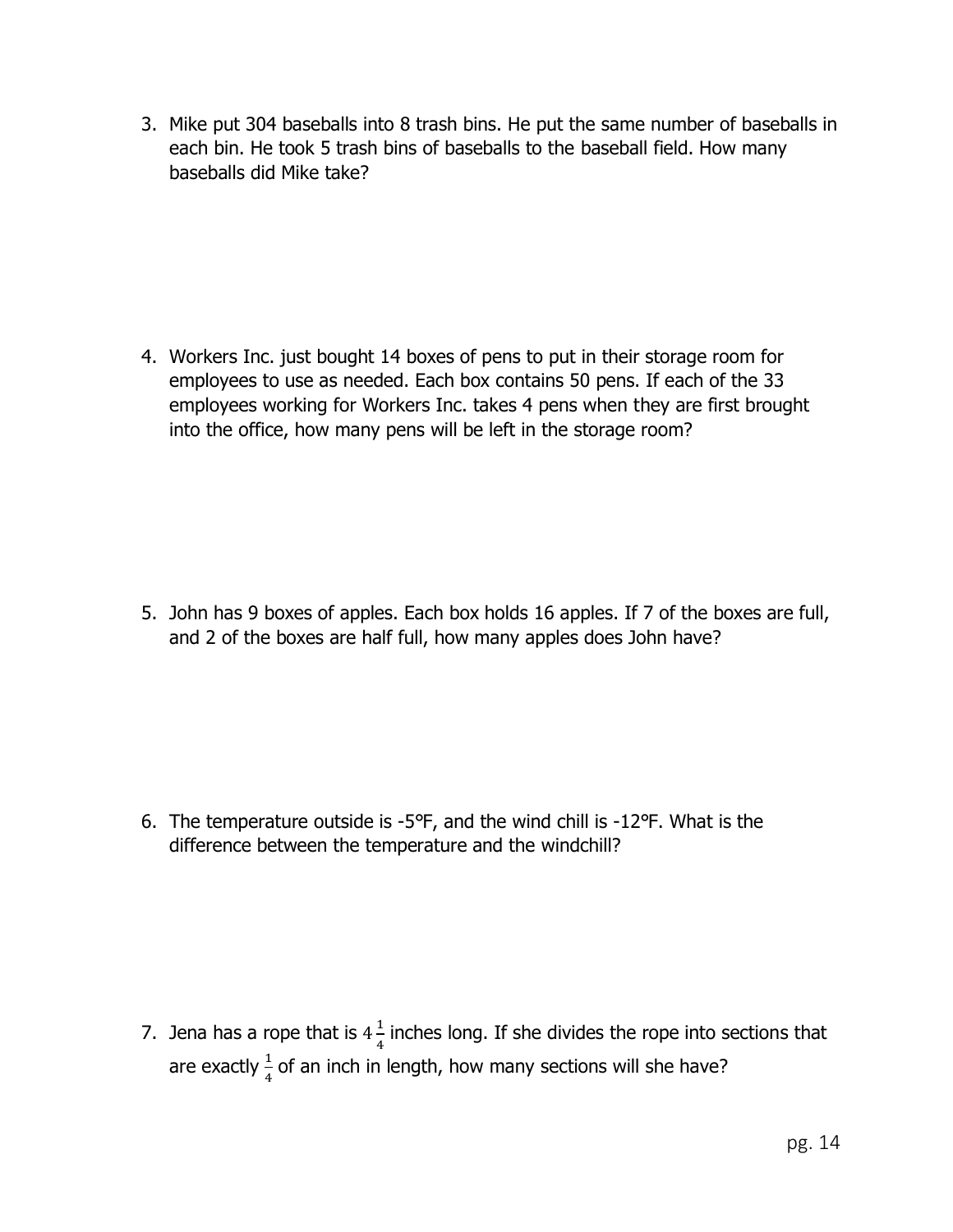3. Mike put 304 baseballs into 8 trash bins. He put the same number of baseballs in each bin. He took 5 trash bins of baseballs to the baseball field. How many baseballs did Mike take?

4. Workers Inc. just bought 14 boxes of pens to put in their storage room for employees to use as needed. Each box contains 50 pens. If each of the 33 employees working for Workers Inc. takes 4 pens when they are first brought into the office, how many pens will be left in the storage room?

5. John has 9 boxes of apples. Each box holds 16 apples. If 7 of the boxes are full, and 2 of the boxes are half full, how many apples does John have?

6. The temperature outside is -5°F, and the wind chill is -12°F. What is the difference between the temperature and the windchill?

7. Jena has a rope that is $4\frac{1}{4}$ inches long. If she divides the rope into sections that are exactly $\frac{1}{4}$ of an inch in length, how many sections will she have?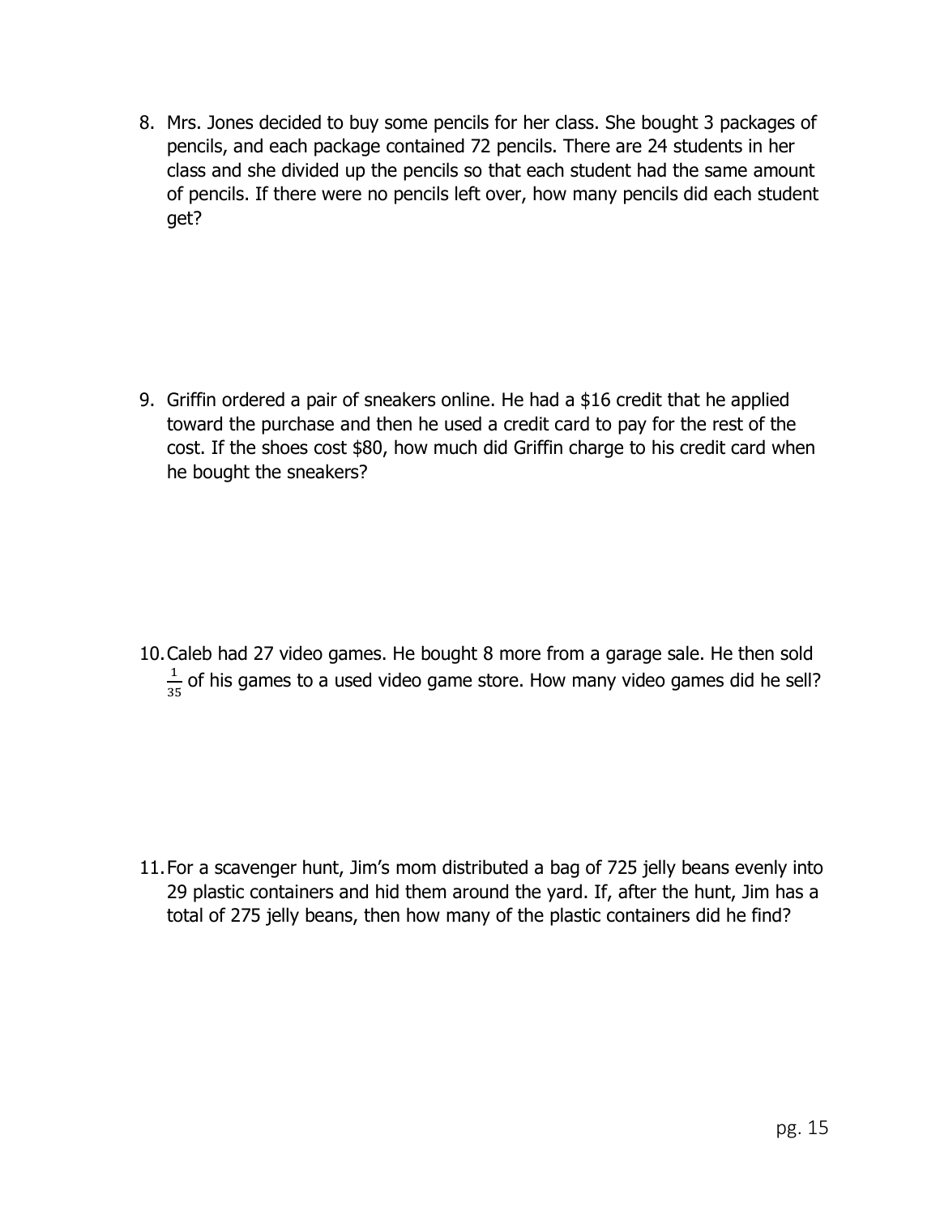8. Mrs. Jones decided to buy some pencils for her class. She bought 3 packages of pencils, and each package contained 72 pencils. There are 24 students in her class and she divided up the pencils so that each student had the same amount of pencils. If there were no pencils left over, how many pencils did each student get?

9. Griffin ordered a pair of sneakers online. He had a $16 credit that he applied toward the purchase and then he used a credit card to pay for the rest of the cost. If the shoes cost $80, how much did Griffin charge to his credit card when he bought the sneakers?

10. Caleb had 27 video games. He bought 8 more from a garage sale. He then sold $\frac{1}{35}$ of his games to a used video game store. How many video games did he sell?

11. For a scavenger hunt, Jim's mom distributed a bag of 725 jelly beans evenly into 29 plastic containers and hid them around the yard. If, after the hunt, Jim has a total of 275 jelly beans, then how many of the plastic containers did he find?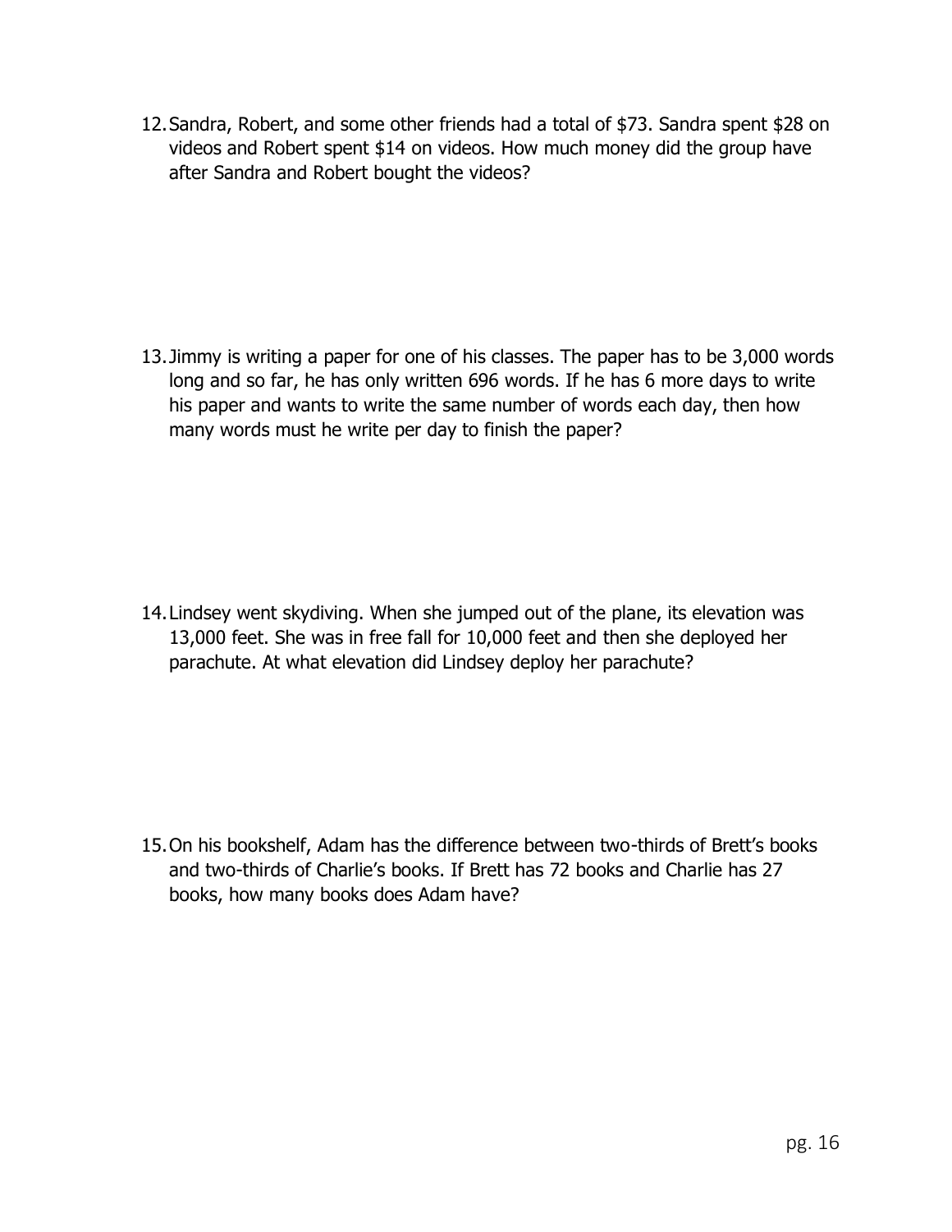12. Sandra, Robert, and some other friends had a total of $73. Sandra spent $28 on videos and Robert spent $14 on videos. How much money did the group have after Sandra and Robert bought the videos?

13. Jimmy is writing a paper for one of his classes. The paper has to be 3,000 words long and so far, he has only written 696 words. If he has 6 more days to write his paper and wants to write the same number of words each day, then how many words must he write per day to finish the paper?

14. Lindsey went skydiving. When she jumped out of the plane, its elevation was 13,000 feet. She was in free fall for 10,000 feet and then she deployed her parachute. At what elevation did Lindsey deploy her parachute?

15. On his bookshelf, Adam has the difference between two-thirds of Brett's books and two-thirds of Charlie's books. If Brett has 72 books and Charlie has 27 books, how many books does Adam have?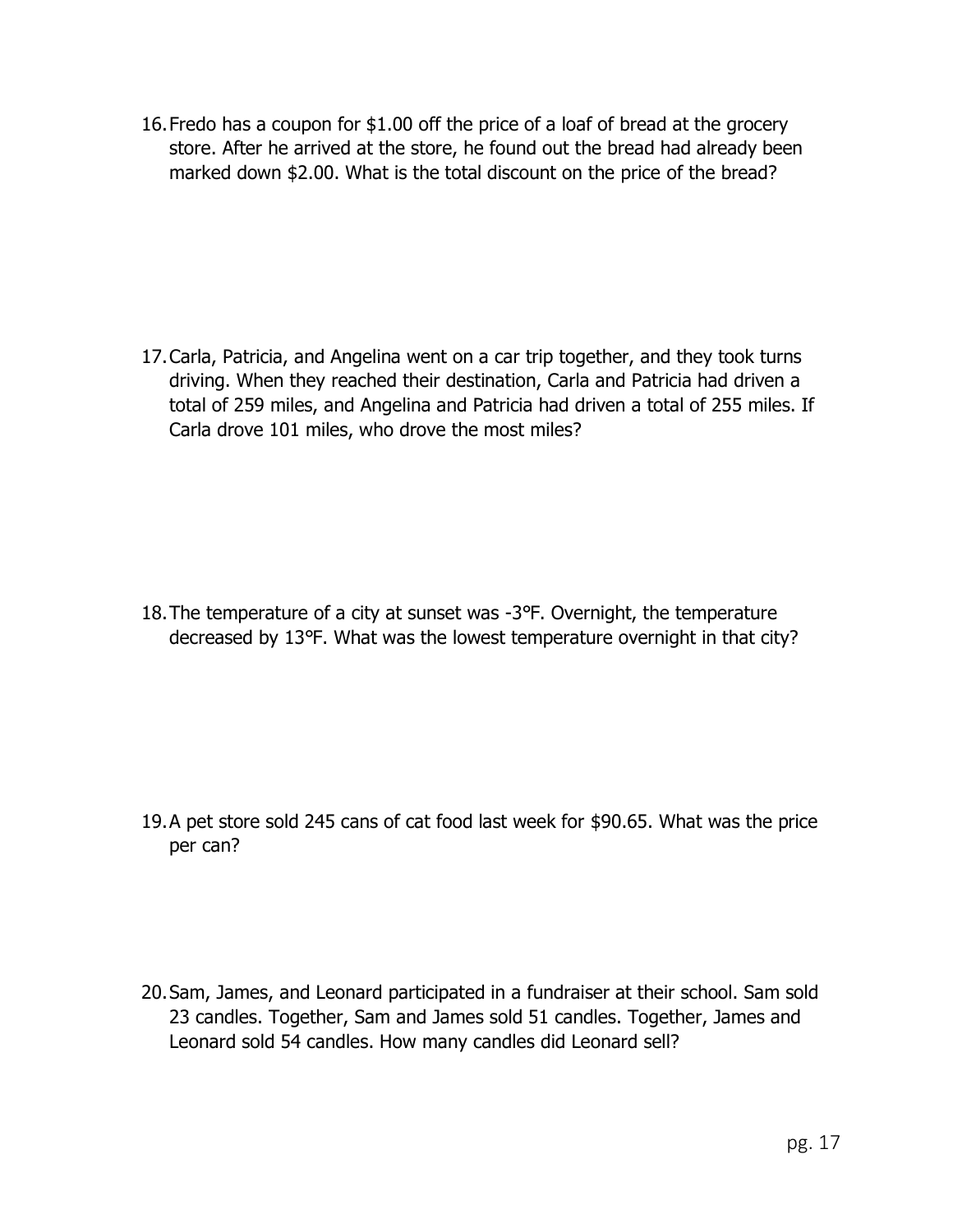16. Fredo has a coupon for $1.00 off the price of a loaf of bread at the grocery store. After he arrived at the store, he found out the bread had already been marked down $2.00. What is the total discount on the price of the bread?

17. Carla, Patricia, and Angelina went on a car trip together, and they took turns driving. When they reached their destination, Carla and Patricia had driven a total of 259 miles, and Angelina and Patricia had driven a total of 255 miles. If Carla drove 101 miles, who drove the most miles?

18. The temperature of a city at sunset was -3°F. Overnight, the temperature decreased by 13°F. What was the lowest temperature overnight in that city?

19. A pet store sold 245 cans of cat food last week for $90.65. What was the price per can?

20. Sam, James, and Leonard participated in a fundraiser at their school. Sam sold 23 candles. Together, Sam and James sold 51 candles. Together, James and Leonard sold 54 candles. How many candles did Leonard sell?